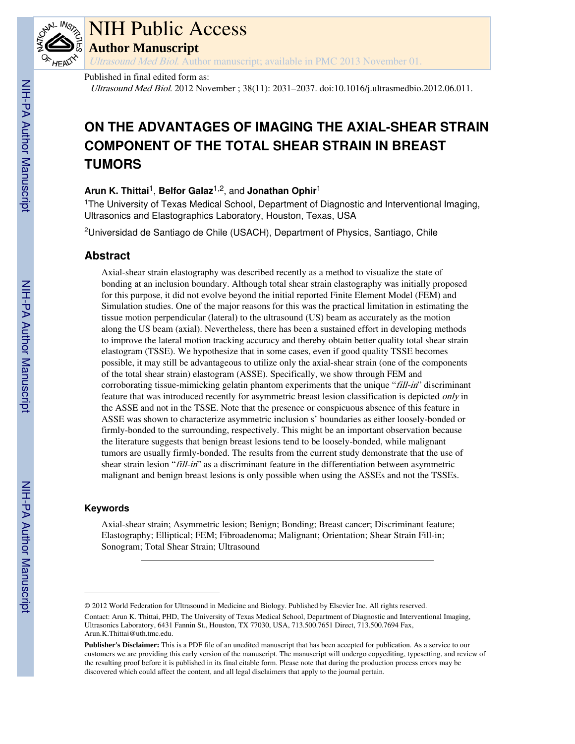# NIH Public Access

## Author Manuscript

*Ultrasound Med Biol*. Author manuscript; available in PMC 2013 November 01.

Published in final edited form as:

*Ultrasound Med Biol*. 2012 November ; 38(11): 2031–2037. doi:10.1016/j.ultrasmedbio.2012.06.011.

# ON THE ADVANTAGES OF IMAGING THE AXIAL-SHEAR STRAIN COMPONENT OF THE TOTAL SHEAR STRAIN IN BREAST TUMORS

**Arun K. Thittai**[1], **Belfor Galaz**[1,2], and **Jonathan Ophir**[1]

[1]The University of Texas Medical School, Department of Diagnostic and Interventional Imaging, Ultrasonics and Elastographics Laboratory, Houston, Texas, USA

[2]Universidad de Santiago de Chile (USACH), Department of Physics, Santiago, Chile

## Abstract

Axial-shear strain elastography was described recently as a method to visualize the state of bonding at an inclusion boundary. Although total shear strain elastography was initially proposed for this purpose, it did not evolve beyond the initial reported Finite Element Model (FEM) and Simulation studies. One of the major reasons for this was the practical limitation in estimating the tissue motion perpendicular (lateral) to the ultrasound (US) beam as accurately as the motion along the US beam (axial). Nevertheless, there has been a sustained effort in developing methods to improve the lateral motion tracking accuracy and thereby obtain better quality total shear strain elastogram (TSSE). We hypothesize that in some cases, even if good quality TSSE becomes possible, it may still be advantageous to utilize only the axial-shear strain (one of the components of the total shear strain) elastogram (ASSE). Specifically, we show through FEM and corroborating tissue-mimicking gelatin phantom experiments that the unique "*fill-in*" discriminant feature that was introduced recently for asymmetric breast lesion classification is depicted *only* in the ASSE and not in the TSSE. Note that the presence or conspicuous absence of this feature in ASSE was shown to characterize asymmetric inclusion s' boundaries as either loosely-bonded or firmly-bonded to the surrounding, respectively. This might be an important observation because the literature suggests that benign breast lesions tend to be loosely-bonded, while malignant tumors are usually firmly-bonded. The results from the current study demonstrate that the use of shear strain lesion "*fill-in*" as a discriminant feature in the differentiation between asymmetric malignant and benign breast lesions is only possible when using the ASSEs and not the TSSEs.

### Keywords

Axial-shear strain; Asymmetric lesion; Benign; Bonding; Breast cancer; Discriminant feature; Elastography; Elliptical; FEM; Fibroadenoma; Malignant; Orientation; Shear Strain Fill-in; Sonogram; Total Shear Strain; Ultrasound

---

© 2012 World Federation for Ultrasound in Medicine and Biology. Published by Elsevier Inc. All rights reserved.

Contact: Arun K. Thittai, PHD, The University of Texas Medical School, Department of Diagnostic and Interventional Imaging, Ultrasonics Laboratory, 6431 Fannin St., Houston, TX 77030, USA, 713.500.7651 Direct, 713.500.7694 Fax, Arun.K.Thittai@uth.tmc.edu.

**Publisher's Disclaimer:** This is a PDF file of an unedited manuscript that has been accepted for publication. As a service to our customers we are providing this early version of the manuscript. The manuscript will undergo copyediting, typesetting, and review of the resulting proof before it is published in its final citable form. Please note that during the production process errors may be discovered which could affect the content, and all legal disclaimers that apply to the journal pertain.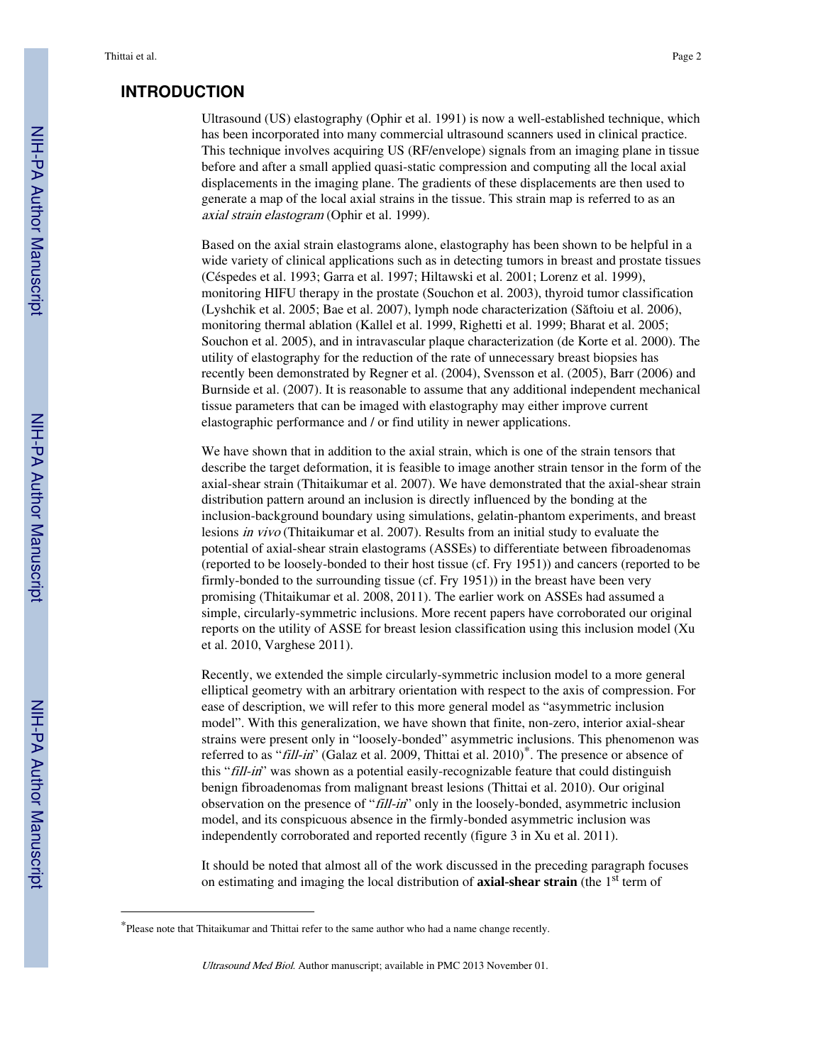# INTRODUCTION

Ultrasound (US) elastography (Ophir et al. 1991) is now a well-established technique, which has been incorporated into many commercial ultrasound scanners used in clinical practice. This technique involves acquiring US (RF/envelope) signals from an imaging plane in tissue before and after a small applied quasi-static compression and computing all the local axial displacements in the imaging plane. The gradients of these displacements are then used to generate a map of the local axial strains in the tissue. This strain map is referred to as an *axial strain elastogram* (Ophir et al. 1999).

Based on the axial strain elastograms alone, elastography has been shown to be helpful in a wide variety of clinical applications such as in detecting tumors in breast and prostate tissues (Céspedes et al. 1993; Garra et al. 1997; Hiltawski et al. 2001; Lorenz et al. 1999), monitoring HIFU therapy in the prostate (Souchon et al. 2003), thyroid tumor classification (Lyshchik et al. 2005; Bae et al. 2007), lymph node characterization (Săftoiu et al. 2006), monitoring thermal ablation (Kallel et al. 1999, Righetti et al. 1999; Bharat et al. 2005; Souchon et al. 2005), and in intravascular plaque characterization (de Korte et al. 2000). The utility of elastography for the reduction of the rate of unnecessary breast biopsies has recently been demonstrated by Regner et al. (2004), Svensson et al. (2005), Barr (2006) and Burnside et al. (2007). It is reasonable to assume that any additional independent mechanical tissue parameters that can be imaged with elastography may either improve current elastographic performance and / or find utility in newer applications.

We have shown that in addition to the axial strain, which is one of the strain tensors that describe the target deformation, it is feasible to image another strain tensor in the form of the axial-shear strain (Thitaikumar et al. 2007). We have demonstrated that the axial-shear strain distribution pattern around an inclusion is directly influenced by the bonding at the inclusion-background boundary using simulations, gelatin-phantom experiments, and breast lesions *in vivo* (Thitaikumar et al. 2007). Results from an initial study to evaluate the potential of axial-shear strain elastograms (ASSEs) to differentiate between fibroadenomas (reported to be loosely-bonded to their host tissue (cf. Fry 1951)) and cancers (reported to be firmly-bonded to the surrounding tissue (cf. Fry 1951)) in the breast have been very promising (Thitaikumar et al. 2008, 2011). The earlier work on ASSEs had assumed a simple, circularly-symmetric inclusions. More recent papers have corroborated our original reports on the utility of ASSE for breast lesion classification using this inclusion model (Xu et al. 2010, Varghese 2011).

Recently, we extended the simple circularly-symmetric inclusion model to a more general elliptical geometry with an arbitrary orientation with respect to the axis of compression. For ease of description, we will refer to this more general model as "asymmetric inclusion model". With this generalization, we have shown that finite, non-zero, interior axial-shear strains were present only in "loosely-bonded" asymmetric inclusions. This phenomenon was referred to as "*fill-in*" (Galaz et al. 2009, Thittai et al. 2010)*. The presence or absence of this "*fill-in*" was shown as a potential easily-recognizable feature that could distinguish benign fibroadenomas from malignant breast lesions (Thittai et al. 2010). Our original observation on the presence of "*fill-in*" only in the loosely-bonded, asymmetric inclusion model, and its conspicuous absence in the firmly-bonded asymmetric inclusion was independently corroborated and reported recently (figure 3 in Xu et al. 2011).

It should be noted that almost all of the work discussed in the preceding paragraph focuses on estimating and imaging the local distribution of **axial-shear strain** (the 1st term of

*Please note that Thitaikumar and Thittai refer to the same author who had a name change recently.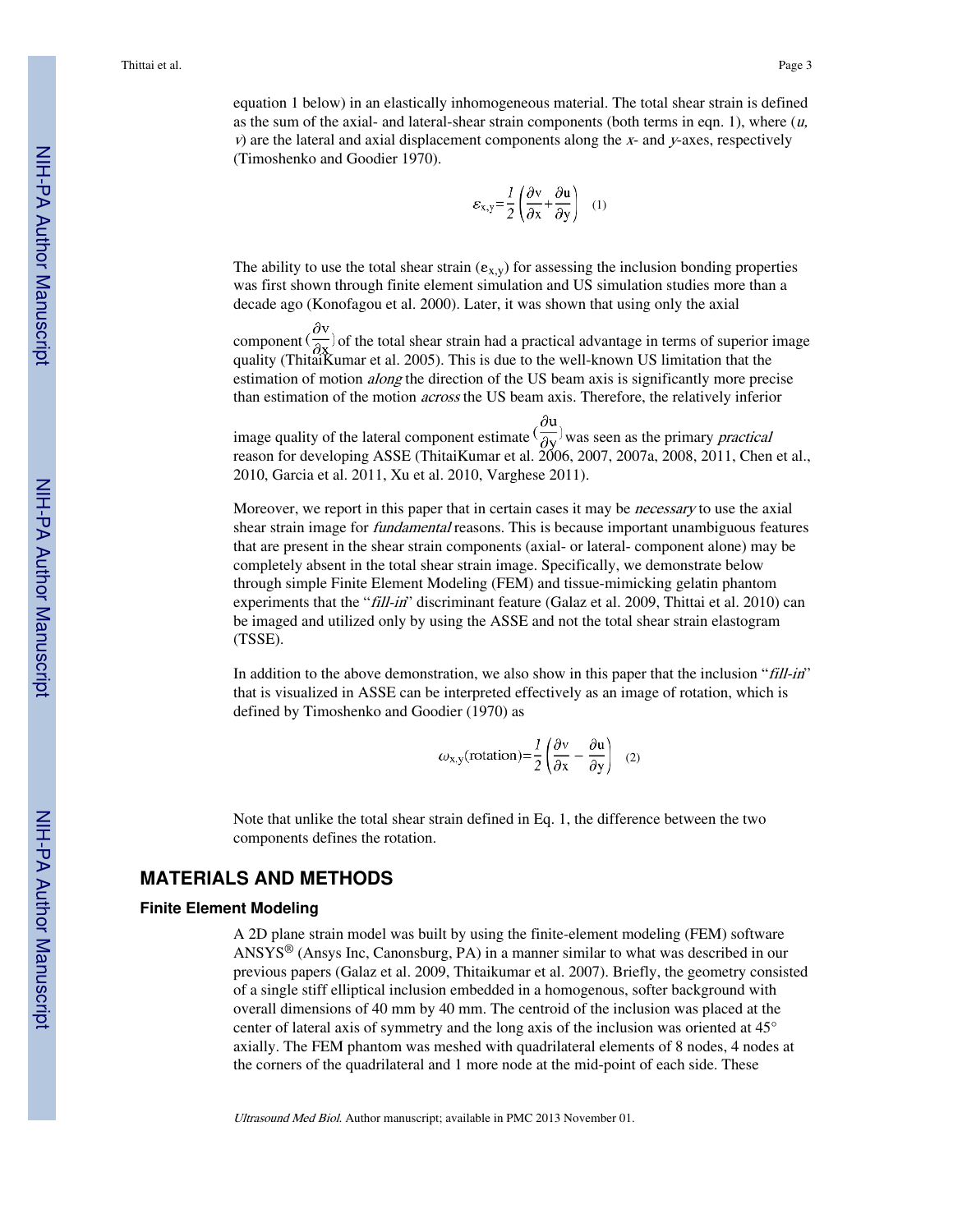equation 1 below) in an elastically inhomogeneous material. The total shear strain is defined as the sum of the axial- and lateral-shear strain components (both terms in eqn. 1), where (*u, v*) are the lateral and axial displacement components along the *x*- and *y*-axes, respectively (Timoshenko and Goodier 1970).

$$\varepsilon_{x,y}=\frac{1}{2}\left(\frac{\partial v}{\partial x}+\frac{\partial u}{\partial y}\right) \quad (1)$$

The ability to use the total shear strain ($e_{x,y}$) for assessing the inclusion bonding properties was first shown through finite element simulation and US simulation studies more than a decade ago (Konofagou et al. 2000). Later, it was shown that using only the axial component ($\frac{\partial v}{\partial x}$) of the total shear strain had a practical advantage in terms of superior image quality (ThitaiKumar et al. 2005). This is due to the well-known US limitation that the estimation of motion *along* the direction of the US beam axis is significantly more precise than estimation of the motion *across* the US beam axis. Therefore, the relatively inferior image quality of the lateral component estimate ($\frac{\partial u}{\partial y}$) was seen as the primary *practical* reason for developing ASSE (ThitaiKumar et al. 2006, 2007, 2007a, 2008, 2011, Chen et al., 2010, Garcia et al. 2011, Xu et al. 2010, Varghese 2011).

Moreover, we report in this paper that in certain cases it may be *necessary* to use the axial shear strain image for *fundamental* reasons. This is because important unambiguous features that are present in the shear strain components (axial- or lateral- component alone) may be completely absent in the total shear strain image. Specifically, we demonstrate below through simple Finite Element Modeling (FEM) and tissue-mimicking gelatin phantom experiments that the "*fill-in*" discriminant feature (Galaz et al. 2009, Thittai et al. 2010) can be imaged and utilized only by using the ASSE and not the total shear strain elastogram (TSSE).

In addition to the above demonstration, we also show in this paper that the inclusion "*fill-in*" that is visualized in ASSE can be interpreted effectively as an image of rotation, which is defined by Timoshenko and Goodier (1970) as

$$\omega_{x,y}(\text{rotation})=\frac{1}{2}\left(\frac{\partial v}{\partial x}-\frac{\partial u}{\partial y}\right) \quad (2)$$

Note that unlike the total shear strain defined in Eq. 1, the difference between the two components defines the rotation.

## MATERIALS AND METHODS

### Finite Element Modeling

A 2D plane strain model was built by using the finite-element modeling (FEM) software ANSYS® (Ansys Inc, Canonsburg, PA) in a manner similar to what was described in our previous papers (Galaz et al. 2009, Thitaikumar et al. 2007). Briefly, the geometry consisted of a single stiff elliptical inclusion embedded in a homogenous, softer background with overall dimensions of 40 mm by 40 mm. The centroid of the inclusion was placed at the center of lateral axis of symmetry and the long axis of the inclusion was oriented at 45° axially. The FEM phantom was meshed with quadrilateral elements of 8 nodes, 4 nodes at the corners of the quadrilateral and 1 more node at the mid-point of each side. These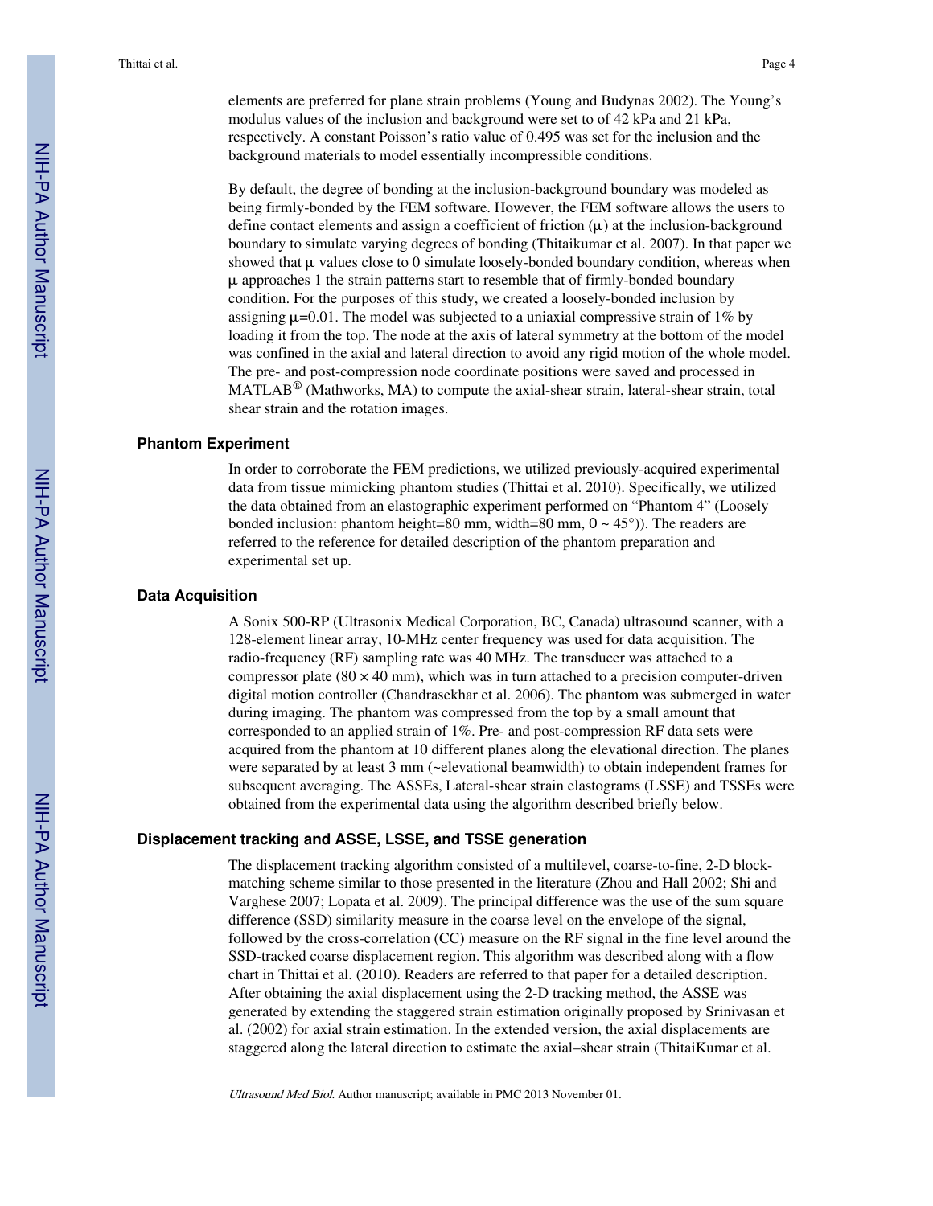elements are preferred for plane strain problems (Young and Budynas 2002). The Young's modulus values of the inclusion and background were set to of 42 kPa and 21 kPa, respectively. A constant Poisson's ratio value of 0.495 was set for the inclusion and the background materials to model essentially incompressible conditions.

By default, the degree of bonding at the inclusion-background boundary was modeled as being firmly-bonded by the FEM software. However, the FEM software allows the users to define contact elements and assign a coefficient of friction ($\mu$) at the inclusion-background boundary to simulate varying degrees of bonding (Thitaikumar et al. 2007). In that paper we showed that $\mu$ values close to 0 simulate loosely-bonded boundary condition, whereas when $\mu$ approaches 1 the strain patterns start to resemble that of firmly-bonded boundary condition. For the purposes of this study, we created a loosely-bonded inclusion by assigning $\mu$=0.01. The model was subjected to a uniaxial compressive strain of 1% by loading it from the top. The node at the axis of lateral symmetry at the bottom of the model was confined in the axial and lateral direction to avoid any rigid motion of the whole model. The pre- and post-compression node coordinate positions were saved and processed in MATLAB® (Mathworks, MA) to compute the axial-shear strain, lateral-shear strain, total shear strain and the rotation images.

### Phantom Experiment

In order to corroborate the FEM predictions, we utilized previously-acquired experimental data from tissue mimicking phantom studies (Thittai et al. 2010). Specifically, we utilized the data obtained from an elastographic experiment performed on "Phantom 4" (Loosely bonded inclusion: phantom height=80 mm, width=80 mm, $\theta \sim 45°$)). The readers are referred to the reference for detailed description of the phantom preparation and experimental set up.

### Data Acquisition

A Sonix 500-RP (Ultrasonix Medical Corporation, BC, Canada) ultrasound scanner, with a 128-element linear array, 10-MHz center frequency was used for data acquisition. The radio-frequency (RF) sampling rate was 40 MHz. The transducer was attached to a compressor plate ($80 \times 40$ mm), which was in turn attached to a precision computer-driven digital motion controller (Chandrasekhar et al. 2006). The phantom was submerged in water during imaging. The phantom was compressed from the top by a small amount that corresponded to an applied strain of 1%. Pre- and post-compression RF data sets were acquired from the phantom at 10 different planes along the elevational direction. The planes were separated by at least 3 mm (~elevational beamwidth) to obtain independent frames for subsequent averaging. The ASSEs, Lateral-shear strain elastograms (LSSE) and TSSEs were obtained from the experimental data using the algorithm described briefly below.

### Displacement tracking and ASSE, LSSE, and TSSE generation

The displacement tracking algorithm consisted of a multilevel, coarse-to-fine, 2-D block-matching scheme similar to those presented in the literature (Zhou and Hall 2002; Shi and Varghese 2007; Lopata et al. 2009). The principal difference was the use of the sum square difference (SSD) similarity measure in the coarse level on the envelope of the signal, followed by the cross-correlation (CC) measure on the RF signal in the fine level around the SSD-tracked coarse displacement region. This algorithm was described along with a flow chart in Thittai et al. (2010). Readers are referred to that paper for a detailed description. After obtaining the axial displacement using the 2-D tracking method, the ASSE was generated by extending the staggered strain estimation originally proposed by Srinivasan et al. (2002) for axial strain estimation. In the extended version, the axial displacements are staggered along the lateral direction to estimate the axial–shear strain (ThitaiKumar et al.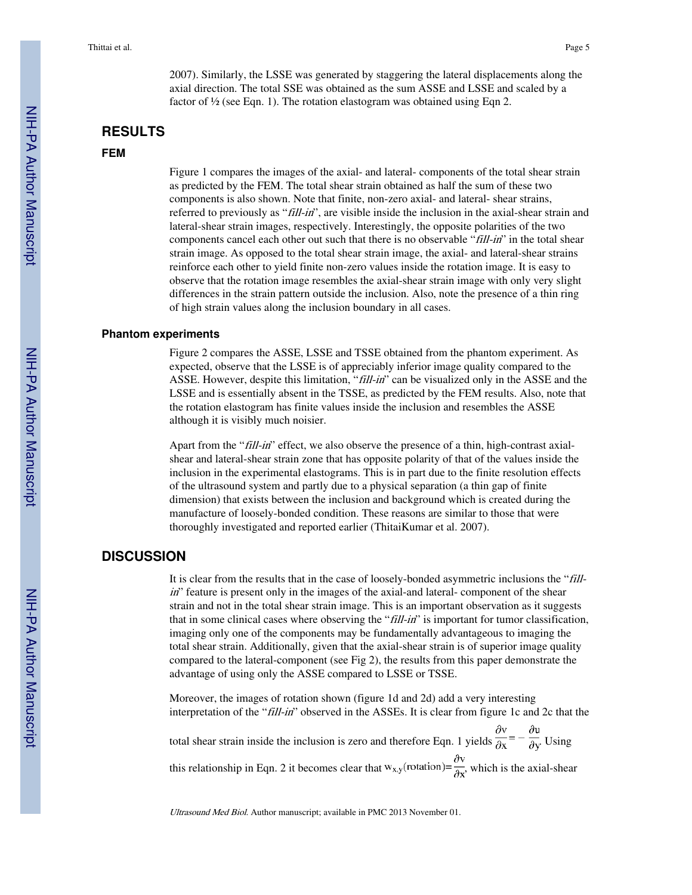2007). Similarly, the LSSE was generated by staggering the lateral displacements along the axial direction. The total SSE was obtained as the sum ASSE and LSSE and scaled by a factor of ½ (see Eqn. 1). The rotation elastogram was obtained using Eqn 2.

## RESULTS

### FEM

Figure 1 compares the images of the axial- and lateral- components of the total shear strain as predicted by the FEM. The total shear strain obtained as half the sum of these two components is also shown. Note that finite, non-zero axial- and lateral- shear strains, referred to previously as "*fill-in*", are visible inside the inclusion in the axial-shear strain and lateral-shear strain images, respectively. Interestingly, the opposite polarities of the two components cancel each other out such that there is no observable "*fill-in*" in the total shear strain image. As opposed to the total shear strain image, the axial- and lateral-shear strains reinforce each other to yield finite non-zero values inside the rotation image. It is easy to observe that the rotation image resembles the axial-shear strain image with only very slight differences in the strain pattern outside the inclusion. Also, note the presence of a thin ring of high strain values along the inclusion boundary in all cases.

### Phantom experiments

Figure 2 compares the ASSE, LSSE and TSSE obtained from the phantom experiment. As expected, observe that the LSSE is of appreciably inferior image quality compared to the ASSE. However, despite this limitation, "*fill-in*" can be visualized only in the ASSE and the LSSE and is essentially absent in the TSSE, as predicted by the FEM results. Also, note that the rotation elastogram has finite values inside the inclusion and resembles the ASSE although it is visibly much noisier.

Apart from the "*fill-in*" effect, we also observe the presence of a thin, high-contrast axial-shear and lateral-shear strain zone that has opposite polarity of that of the values inside the inclusion in the experimental elastograms. This is in part due to the finite resolution effects of the ultrasound system and partly due to a physical separation (a thin gap of finite dimension) that exists between the inclusion and background which is created during the manufacture of loosely-bonded condition. These reasons are similar to those that were thoroughly investigated and reported earlier (ThitaiKumar et al. 2007).

## DISCUSSION

It is clear from the results that in the case of loosely-bonded asymmetric inclusions the "*fill-in*" feature is present only in the images of the axial-and lateral- component of the shear strain and not in the total shear strain image. This is an important observation as it suggests that in some clinical cases where observing the "*fill-in*" is important for tumor classification, imaging only one of the components may be fundamentally advantageous to imaging the total shear strain. Additionally, given that the axial-shear strain is of superior image quality compared to the lateral-component (see Fig 2), the results from this paper demonstrate the advantage of using only the ASSE compared to LSSE or TSSE.

Moreover, the images of rotation shown (figure 1d and 2d) add a very interesting interpretation of the "*fill-in*" observed in the ASSEs. It is clear from figure 1c and 2c that the total shear strain inside the inclusion is zero and therefore Eqn. 1 yields $\frac{\partial v}{\partial x} = -\frac{\partial u}{\partial y}$. Using this relationship in Eqn. 2 it becomes clear that $w_{x,y}(\text{rotation}) = \frac{\partial v}{\partial x}$, which is the axial-shear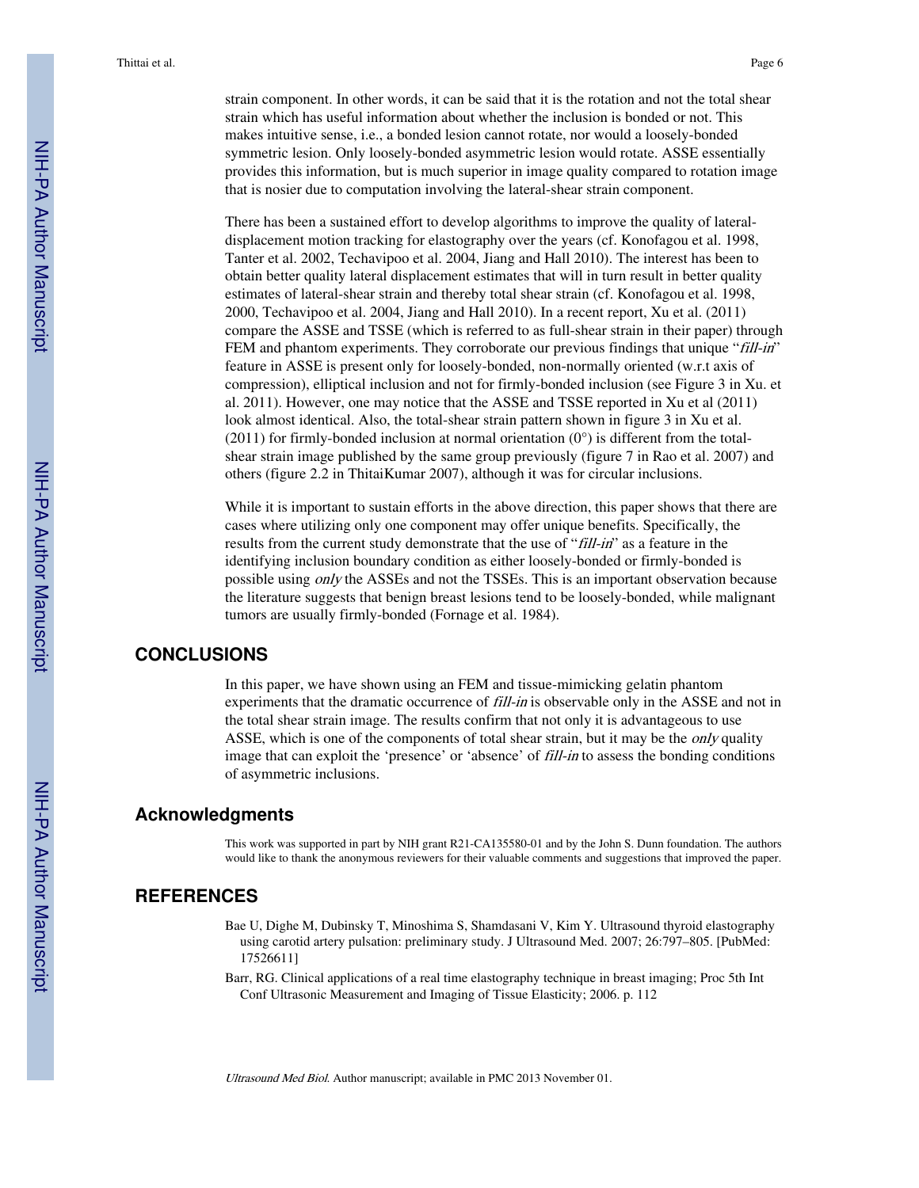strain component. In other words, it can be said that it is the rotation and not the total shear strain which has useful information about whether the inclusion is bonded or not. This makes intuitive sense, i.e., a bonded lesion cannot rotate, nor would a loosely-bonded symmetric lesion. Only loosely-bonded asymmetric lesion would rotate. ASSE essentially provides this information, but is much superior in image quality compared to rotation image that is nosier due to computation involving the lateral-shear strain component.

There has been a sustained effort to develop algorithms to improve the quality of lateral-displacement motion tracking for elastography over the years (cf. Konofagou et al. 1998, Tanter et al. 2002, Techavipoo et al. 2004, Jiang and Hall 2010). The interest has been to obtain better quality lateral displacement estimates that will in turn result in better quality estimates of lateral-shear strain and thereby total shear strain (cf. Konofagou et al. 1998, 2000, Techavipoo et al. 2004, Jiang and Hall 2010). In a recent report, Xu et al. (2011) compare the ASSE and TSSE (which is referred to as full-shear strain in their paper) through FEM and phantom experiments. They corroborate our previous findings that unique "*fill-in*" feature in ASSE is present only for loosely-bonded, non-normally oriented (w.r.t axis of compression), elliptical inclusion and not for firmly-bonded inclusion (see Figure 3 in Xu. et al. 2011). However, one may notice that the ASSE and TSSE reported in Xu et al (2011) look almost identical. Also, the total-shear strain pattern shown in figure 3 in Xu et al. (2011) for firmly-bonded inclusion at normal orientation (0°) is different from the total-shear strain image published by the same group previously (figure 7 in Rao et al. 2007) and others (figure 2.2 in ThitaiKumar 2007), although it was for circular inclusions.

While it is important to sustain efforts in the above direction, this paper shows that there are cases where utilizing only one component may offer unique benefits. Specifically, the results from the current study demonstrate that the use of "*fill-in*" as a feature in the identifying inclusion boundary condition as either loosely-bonded or firmly-bonded is possible using *only* the ASSEs and not the TSSEs. This is an important observation because the literature suggests that benign breast lesions tend to be loosely-bonded, while malignant tumors are usually firmly-bonded (Fornage et al. 1984).

## CONCLUSIONS

In this paper, we have shown using an FEM and tissue-mimicking gelatin phantom experiments that the dramatic occurrence of *fill-in* is observable only in the ASSE and not in the total shear strain image. The results confirm that not only it is advantageous to use ASSE, which is one of the components of total shear strain, but it may be the *only* quality image that can exploit the 'presence' or 'absence' of *fill-in* to assess the bonding conditions of asymmetric inclusions.

## Acknowledgments

This work was supported in part by NIH grant R21-CA135580-01 and by the John S. Dunn foundation. The authors would like to thank the anonymous reviewers for their valuable comments and suggestions that improved the paper.

## REFERENCES

Bae U, Dighe M, Dubinsky T, Minoshima S, Shamdasani V, Kim Y. Ultrasound thyroid elastography using carotid artery pulsation: preliminary study. J Ultrasound Med. 2007; 26:797–805. [PubMed: 17526611]

Barr, RG. Clinical applications of a real time elastography technique in breast imaging; Proc 5th Int Conf Ultrasonic Measurement and Imaging of Tissue Elasticity; 2006. p. 112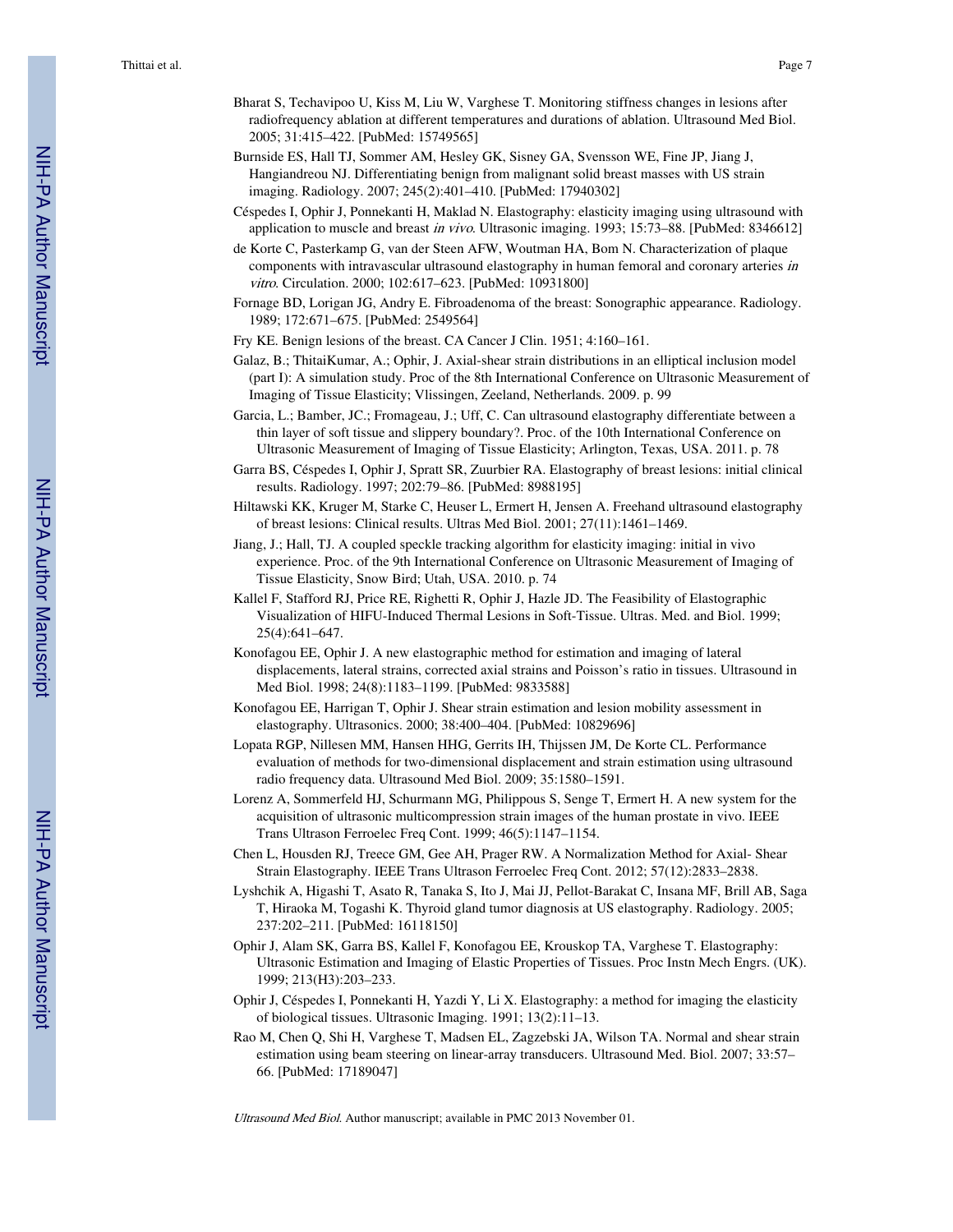Bharat S, Techavipoo U, Kiss M, Liu W, Varghese T. Monitoring stiffness changes in lesions after radiofrequency ablation at different temperatures and durations of ablation. Ultrasound Med Biol. 2005; 31:415–422. [PubMed: 15749565]

Burnside ES, Hall TJ, Sommer AM, Hesley GK, Sisney GA, Svensson WE, Fine JP, Jiang J, Hangiandreou NJ. Differentiating benign from malignant solid breast masses with US strain imaging. Radiology. 2007; 245(2):401–410. [PubMed: 17940302]

Céspedes I, Ophir J, Ponnekanti H, Maklad N. Elastography: elasticity imaging using ultrasound with application to muscle and breast *in vivo*. Ultrasonic imaging. 1993; 15:73–88. [PubMed: 8346612]

de Korte C, Pasterkamp G, van der Steen AFW, Woutman HA, Bom N. Characterization of plaque components with intravascular ultrasound elastography in human femoral and coronary arteries *in vitro*. Circulation. 2000; 102:617–623. [PubMed: 10931800]

Fornage BD, Lorigan JG, Andry E. Fibroadenoma of the breast: Sonographic appearance. Radiology. 1989; 172:671–675. [PubMed: 2549564]

Fry KE. Benign lesions of the breast. CA Cancer J Clin. 1951; 4:160–161.

Galaz, B.; ThitaiKumar, A.; Ophir, J. Axial-shear strain distributions in an elliptical inclusion model (part I): A simulation study. Proc of the 8th International Conference on Ultrasonic Measurement of Imaging of Tissue Elasticity; Vlissingen, Zeeland, Netherlands. 2009. p. 99

Garcia, L.; Bamber, JC.; Fromageau, J.; Uff, C. Can ultrasound elastography differentiate between a thin layer of soft tissue and slippery boundary?. Proc. of the 10th International Conference on Ultrasonic Measurement of Imaging of Tissue Elasticity; Arlington, Texas, USA. 2011. p. 78

Garra BS, Céspedes I, Ophir J, Spratt SR, Zuurbier RA. Elastography of breast lesions: initial clinical results. Radiology. 1997; 202:79–86. [PubMed: 8988195]

Hiltawski KK, Kruger M, Starke C, Heuser L, Ermert H, Jensen A. Freehand ultrasound elastography of breast lesions: Clinical results. Ultras Med Biol. 2001; 27(11):1461–1469.

Jiang, J.; Hall, TJ. A coupled speckle tracking algorithm for elasticity imaging: initial in vivo experience. Proc. of the 9th International Conference on Ultrasonic Measurement of Imaging of Tissue Elasticity, Snow Bird; Utah, USA. 2010. p. 74

Kallel F, Stafford RJ, Price RE, Righetti R, Ophir J, Hazle JD. The Feasibility of Elastographic Visualization of HIFU-Induced Thermal Lesions in Soft-Tissue. Ultras. Med. and Biol. 1999; 25(4):641–647.

Konofagou EE, Ophir J. A new elastographic method for estimation and imaging of lateral displacements, lateral strains, corrected axial strains and Poisson's ratio in tissues. Ultrasound in Med Biol. 1998; 24(8):1183–1199. [PubMed: 9833588]

Konofagou EE, Harrigan T, Ophir J. Shear strain estimation and lesion mobility assessment in elastography. Ultrasonics. 2000; 38:400–404. [PubMed: 10829696]

Lopata RGP, Nillesen MM, Hansen HHG, Gerrits IH, Thijssen JM, De Korte CL. Performance evaluation of methods for two-dimensional displacement and strain estimation using ultrasound radio frequency data. Ultrasound Med Biol. 2009; 35:1580–1591.

Lorenz A, Sommerfeld HJ, Schurmann MG, Philippous S, Senge T, Ermert H. A new system for the acquisition of ultrasonic multicompression strain images of the human prostate in vivo. IEEE Trans Ultrason Ferroelec Freq Cont. 1999; 46(5):1147–1154.

Chen L, Housden RJ, Treece GM, Gee AH, Prager RW. A Normalization Method for Axial- Shear Strain Elastography. IEEE Trans Ultrason Ferroelec Freq Cont. 2012; 57(12):2833–2838.

Lyshchik A, Higashi T, Asato R, Tanaka S, Ito J, Mai JJ, Pellot-Barakat C, Insana MF, Brill AB, Saga T, Hiraoka M, Togashi K. Thyroid gland tumor diagnosis at US elastography. Radiology. 2005; 237:202–211. [PubMed: 16118150]

Ophir J, Alam SK, Garra BS, Kallel F, Konofagou EE, Krouskop TA, Varghese T. Elastography: Ultrasonic Estimation and Imaging of Elastic Properties of Tissues. Proc Instn Mech Engrs. (UK). 1999; 213(H3):203–233.

Ophir J, Céspedes I, Ponnekanti H, Yazdi Y, Li X. Elastography: a method for imaging the elasticity of biological tissues. Ultrasonic Imaging. 1991; 13(2):11–13.

Rao M, Chen Q, Shi H, Varghese T, Madsen EL, Zagzebski JA, Wilson TA. Normal and shear strain estimation using beam steering on linear-array transducers. Ultrasound Med. Biol. 2007; 33:57–66. [PubMed: 17189047]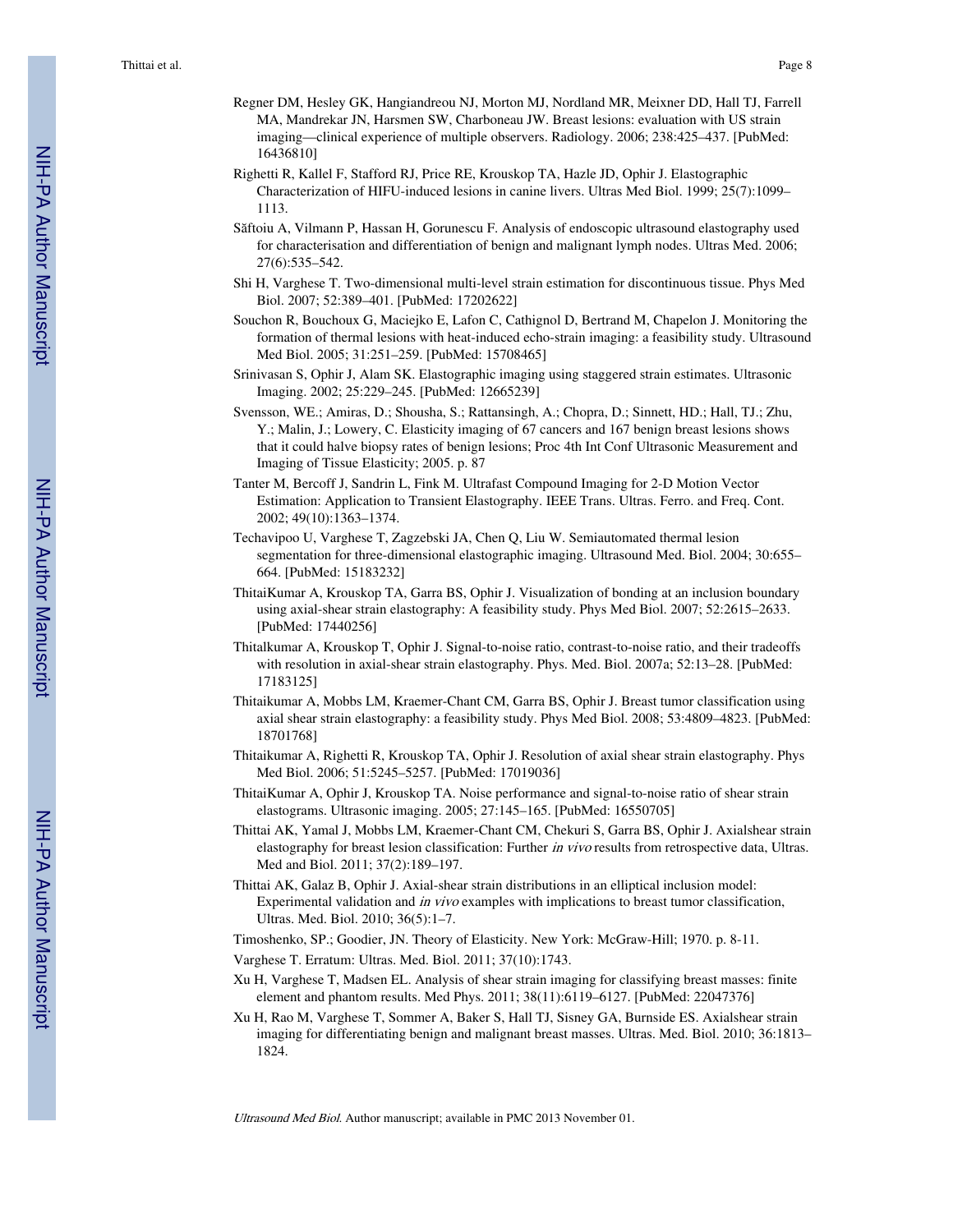Regner DM, Hesley GK, Hangiandreou NJ, Morton MJ, Nordland MR, Meixner DD, Hall TJ, Farrell MA, Mandrekar JN, Harmsen SW, Charboneau JW. Breast lesions: evaluation with US strain imaging—clinical experience of multiple observers. Radiology. 2006; 238:425–437. [PubMed: 16436810]

Righetti R, Kallel F, Stafford RJ, Price RE, Krouskop TA, Hazle JD, Ophir J. Elastographic Characterization of HIFU-induced lesions in canine livers. Ultras Med Biol. 1999; 25(7):1099–1113.

Săftoiu A, Vilmann P, Hassan H, Gorunescu F. Analysis of endoscopic ultrasound elastography used for characterisation and differentiation of benign and malignant lymph nodes. Ultras Med. 2006; 27(6):535–542.

Shi H, Varghese T. Two-dimensional multi-level strain estimation for discontinuous tissue. Phys Med Biol. 2007; 52:389–401. [PubMed: 17202622]

Souchon R, Bouchoux G, Maciejko E, Lafon C, Cathignol D, Bertrand M, Chapelon J. Monitoring the formation of thermal lesions with heat-induced echo-strain imaging: a feasibility study. Ultrasound Med Biol. 2005; 31:251–259. [PubMed: 15708465]

Srinivasan S, Ophir J, Alam SK. Elastographic imaging using staggered strain estimates. Ultrasonic Imaging. 2002; 25:229–245. [PubMed: 12665239]

Svensson, WE.; Amiras, D.; Shousha, S.; Rattansingh, A.; Chopra, D.; Sinnett, HD.; Hall, TJ.; Zhu, Y.; Malin, J.; Lowery, C. Elasticity imaging of 67 cancers and 167 benign breast lesions shows that it could halve biopsy rates of benign lesions; Proc 4th Int Conf Ultrasonic Measurement and Imaging of Tissue Elasticity; 2005. p. 87

Tanter M, Bercoff J, Sandrin L, Fink M. Ultrafast Compound Imaging for 2-D Motion Vector Estimation: Application to Transient Elastography. IEEE Trans. Ultras. Ferro. and Freq. Cont. 2002; 49(10):1363–1374.

Techavipoo U, Varghese T, Zagzebski JA, Chen Q, Liu W. Semiautomated thermal lesion segmentation for three-dimensional elastographic imaging. Ultrasound Med. Biol. 2004; 30:655–664. [PubMed: 15183232]

ThitaiKumar A, Krouskop TA, Garra BS, Ophir J. Visualization of bonding at an inclusion boundary using axial-shear strain elastography: A feasibility study. Phys Med Biol. 2007; 52:2615–2633. [PubMed: 17440256]

Thitalkumar A, Krouskop T, Ophir J. Signal-to-noise ratio, contrast-to-noise ratio, and their tradeoffs with resolution in axial-shear strain elastography. Phys. Med. Biol. 2007a; 52:13–28. [PubMed: 17183125]

Thitaikumar A, Mobbs LM, Kraemer-Chant CM, Garra BS, Ophir J. Breast tumor classification using axial shear strain elastography: a feasibility study. Phys Med Biol. 2008; 53:4809–4823. [PubMed: 18701768]

Thitaikumar A, Righetti R, Krouskop TA, Ophir J. Resolution of axial shear strain elastography. Phys Med Biol. 2006; 51:5245–5257. [PubMed: 17019036]

ThitaiKumar A, Ophir J, Krouskop TA. Noise performance and signal-to-noise ratio of shear strain elastograms. Ultrasonic imaging. 2005; 27:145–165. [PubMed: 16550705]

Thittai AK, Yamal J, Mobbs LM, Kraemer-Chant CM, Chekuri S, Garra BS, Ophir J. Axialshear strain elastography for breast lesion classification: Further *in vivo* results from retrospective data, Ultras. Med and Biol. 2011; 37(2):189–197.

Thittai AK, Galaz B, Ophir J. Axial-shear strain distributions in an elliptical inclusion model: Experimental validation and *in vivo* examples with implications to breast tumor classification, Ultras. Med. Biol. 2010; 36(5):1–7.

Timoshenko, SP.; Goodier, JN. Theory of Elasticity. New York: McGraw-Hill; 1970. p. 8-11.

Varghese T. Erratum: Ultras. Med. Biol. 2011; 37(10):1743.

Xu H, Varghese T, Madsen EL. Analysis of shear strain imaging for classifying breast masses: finite element and phantom results. Med Phys. 2011; 38(11):6119–6127. [PubMed: 22047376]

Xu H, Rao M, Varghese T, Sommer A, Baker S, Hall TJ, Sisney GA, Burnside ES. Axialshear strain imaging for differentiating benign and malignant breast masses. Ultras. Med. Biol. 2010; 36:1813–1824.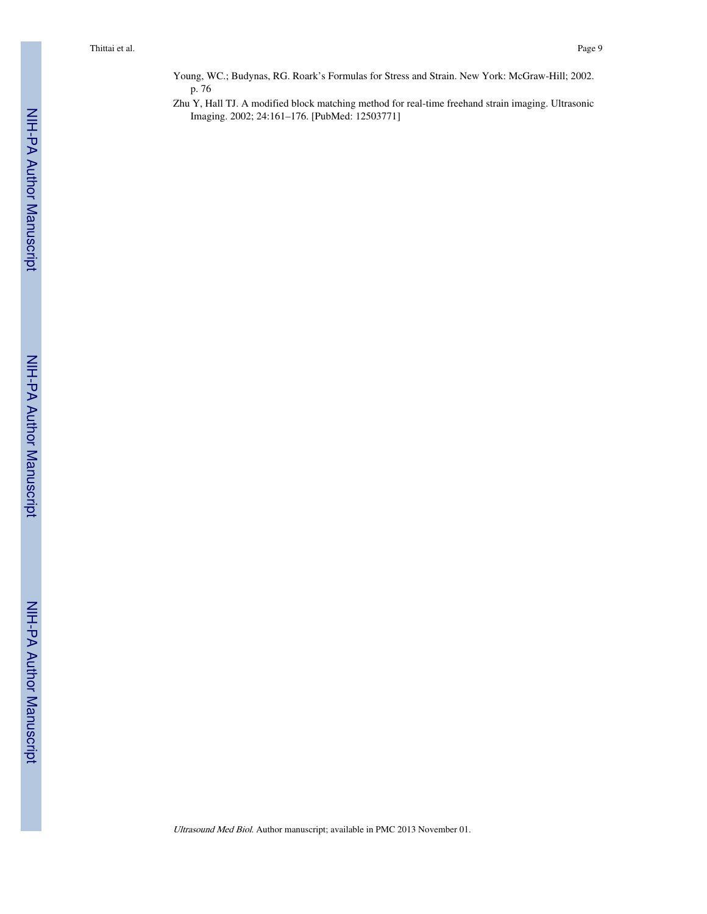Young, WC.; Budynas, RG. Roark's Formulas for Stress and Strain. New York: McGraw-Hill; 2002. p. 76

Zhu Y, Hall TJ. A modified block matching method for real-time freehand strain imaging. Ultrasonic Imaging. 2002; 24:161–176. [PubMed: 12503771]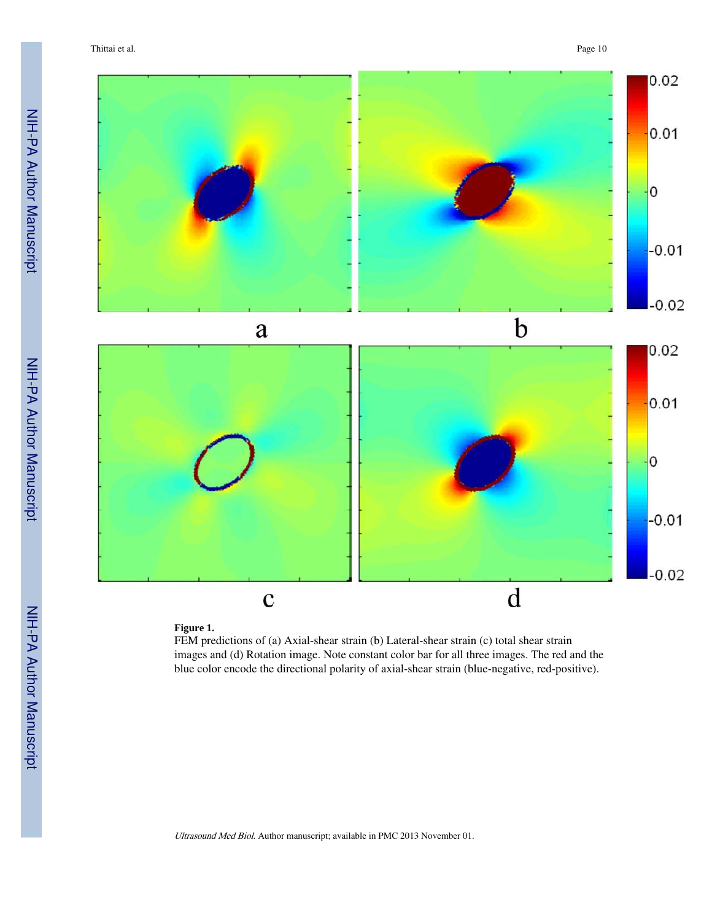**Figure 1.**

FEM predictions of (a) Axial-shear strain (b) Lateral-shear strain (c) total shear strain images and (d) Rotation image. Note constant color bar for all three images. The red and the blue color encode the directional polarity of axial-shear strain (blue-negative, red-positive).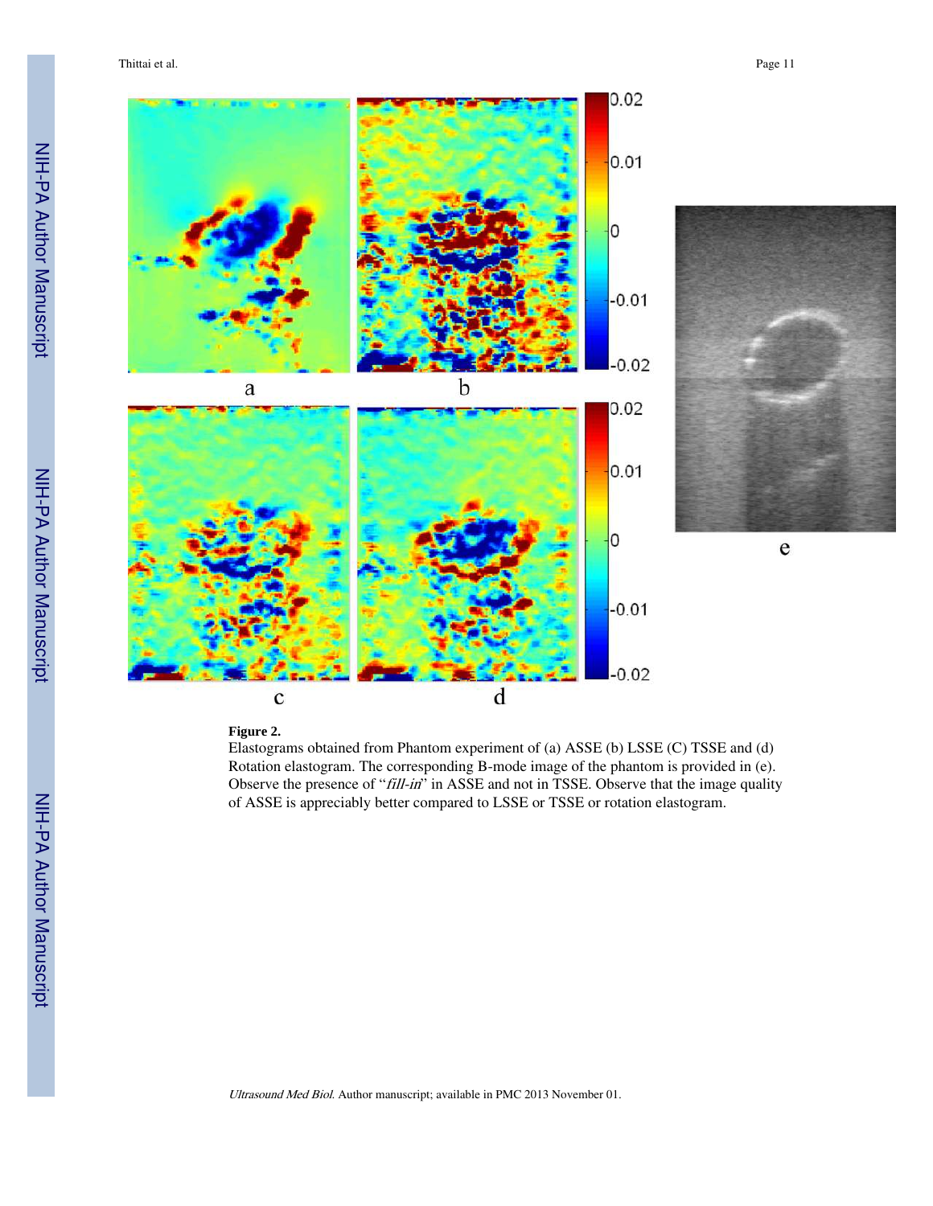a

b

c

d

e

0.02

0.01

0

-0.01

-0.02

0.02

0.01

0

-0.01

-0.02

**Figure 2.**

Elastograms obtained from Phantom experiment of (a) ASSE (b) LSSE (C) TSSE and (d) Rotation elastogram. The corresponding B-mode image of the phantom is provided in (e). Observe the presence of "*fill-in*" in ASSE and not in TSSE. Observe that the image quality of ASSE is appreciably better compared to LSSE or TSSE or rotation elastogram.